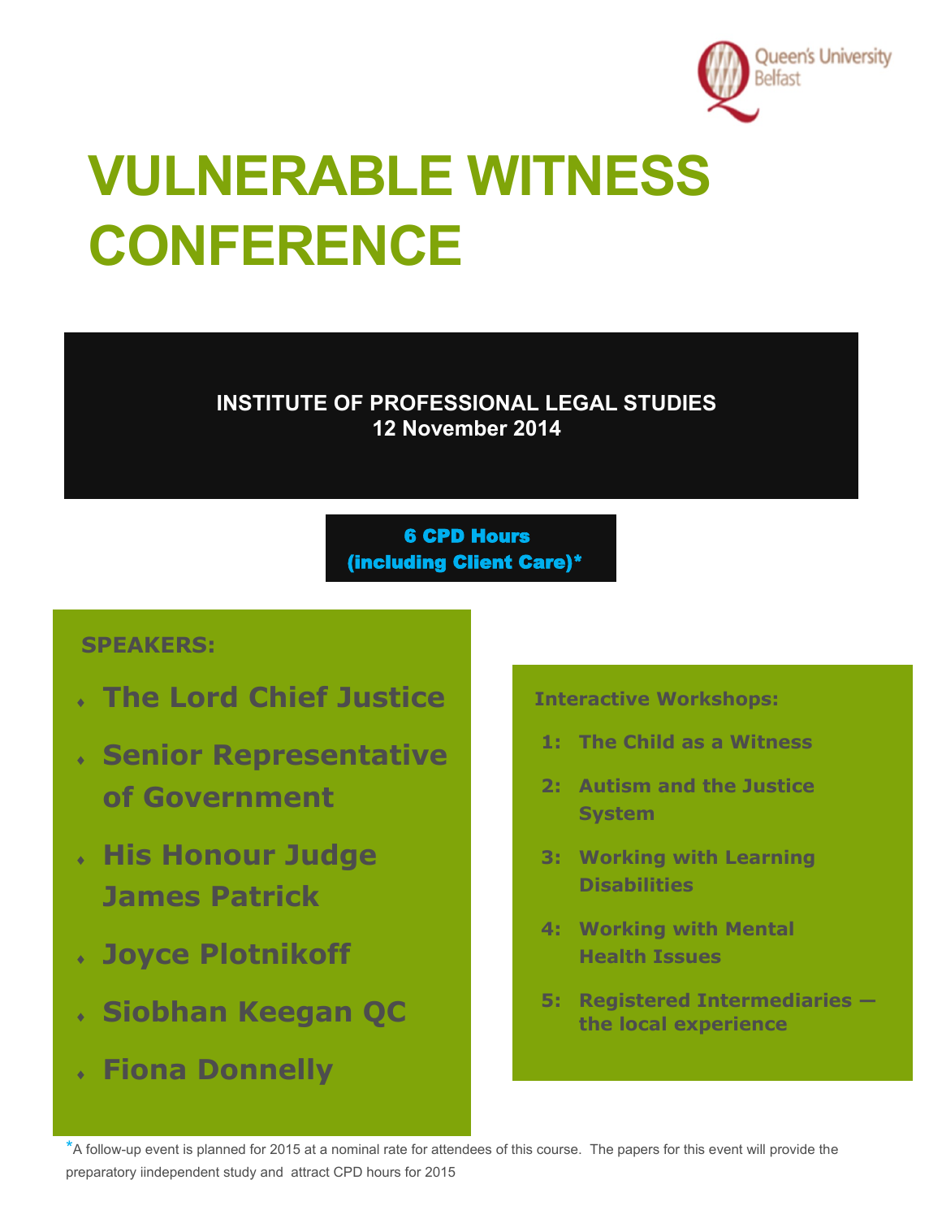Queen's University Belfast

# VULNERABLE WITNESS CONFERENCE

**INSTITUTE OF PROFESSIONAL LEGAL STUDIES**
**12 November 2014**

**6 CPD Hours**
**(including Client Care)***

## SPEAKERS:

- **The Lord Chief Justice**
- **Senior Representative of Government**
- **His Honour Judge James Patrick**
- **Joyce Plotnikoff**
- **Siobhan Keegan QC**
- **Fiona Donnelly**

## Interactive Workshops:

1. **The Child as a Witness**
2. **Autism and the Justice System**
3. **Working with Learning Disabilities**
4. **Working with Mental Health Issues**
5. **Registered Intermediaries — the local experience**

*A follow-up event is planned for 2015 at a nominal rate for attendees of this course. The papers for this event will provide the preparatory iindependent study and attract CPD hours for 2015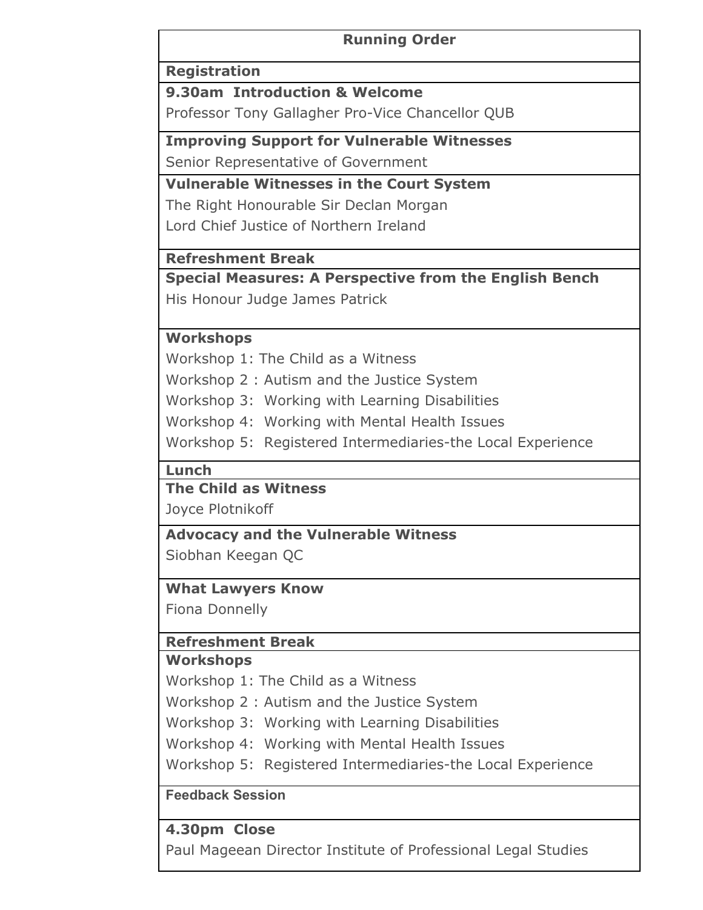| Running Order |
| --- |
| **Registration** |
| **9.30am Introduction & Welcome**<br>Professor Tony Gallagher Pro-Vice Chancellor QUB |
| **Improving Support for Vulnerable Witnesses**<br>Senior Representative of Government |
| **Vulnerable Witnesses in the Court System**<br>The Right Honourable Sir Declan Morgan<br>Lord Chief Justice of Northern Ireland |
| **Refreshment Break** |
| **Special Measures: A Perspective from the English Bench**<br>His Honour Judge James Patrick |
| **Workshops**<br>Workshop 1: The Child as a Witness<br>Workshop 2 : Autism and the Justice System<br>Workshop 3: Working with Learning Disabilities<br>Workshop 4: Working with Mental Health Issues<br>Workshop 5: Registered Intermediaries-the Local Experience |
| **Lunch** |
| **The Child as Witness**<br>Joyce Plotnikoff |
| **Advocacy and the Vulnerable Witness**<br>Siobhan Keegan QC |
| **What Lawyers Know**<br>Fiona Donnelly |
| **Refreshment Break** |
| **Workshops**<br>Workshop 1: The Child as a Witness<br>Workshop 2 : Autism and the Justice System<br>Workshop 3: Working with Learning Disabilities<br>Workshop 4: Working with Mental Health Issues<br>Workshop 5: Registered Intermediaries-the Local Experience |
| **Feedback Session** |
| **4.30pm Close**<br>Paul Mageean Director Institute of Professional Legal Studies |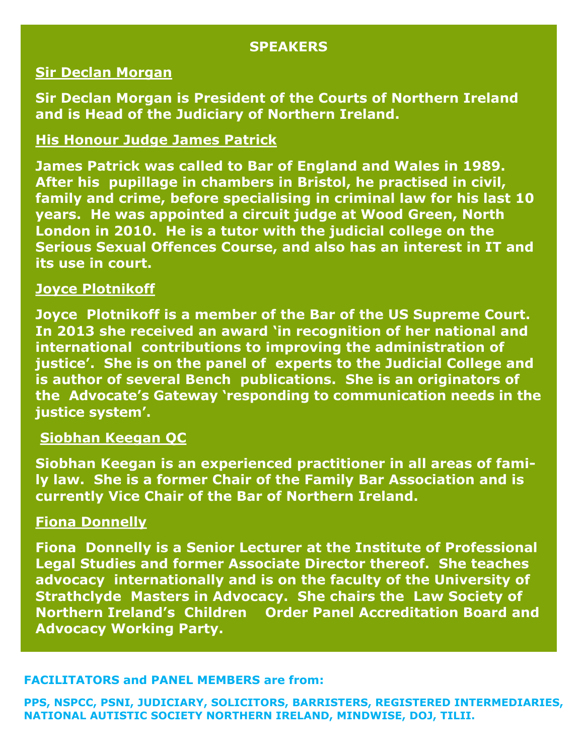## SPEAKERS

### Sir Declan Morgan

**Sir Declan Morgan is President of the Courts of Northern Ireland and is Head of the Judiciary of Northern Ireland.**

### His Honour Judge James Patrick

**James Patrick was called to Bar of England and Wales in 1989. After his pupillage in chambers in Bristol, he practised in civil, family and crime, before specialising in criminal law for his last 10 years. He was appointed a circuit judge at Wood Green, North London in 2010. He is a tutor with the judicial college on the Serious Sexual Offences Course, and also has an interest in IT and its use in court.**

### Joyce Plotnikoff

**Joyce Plotnikoff is a member of the Bar of the US Supreme Court. In 2013 she received an award 'in recognition of her national and international contributions to improving the administration of justice'. She is on the panel of experts to the Judicial College and is author of several Bench publications. She is an originators of the Advocate's Gateway 'responding to communication needs in the justice system'.**

### Siobhan Keegan QC

**Siobhan Keegan is an experienced practitioner in all areas of family law. She is a former Chair of the Family Bar Association and is currently Vice Chair of the Bar of Northern Ireland.**

### Fiona Donnelly

**Fiona Donnelly is a Senior Lecturer at the Institute of Professional Legal Studies and former Associate Director thereof. She teaches advocacy internationally and is on the faculty of the University of Strathclyde Masters in Advocacy. She chairs the Law Society of Northern Ireland's Children Order Panel Accreditation Board and Advocacy Working Party.**

**FACILITATORS and PANEL MEMBERS are from:**

**PPS, NSPCC, PSNI, JUDICIARY, SOLICITORS, BARRISTERS, REGISTERED INTERMEDIARIES, NATIONAL AUTISTIC SOCIETY NORTHERN IRELAND, MINDWISE, DOJ, TILII.**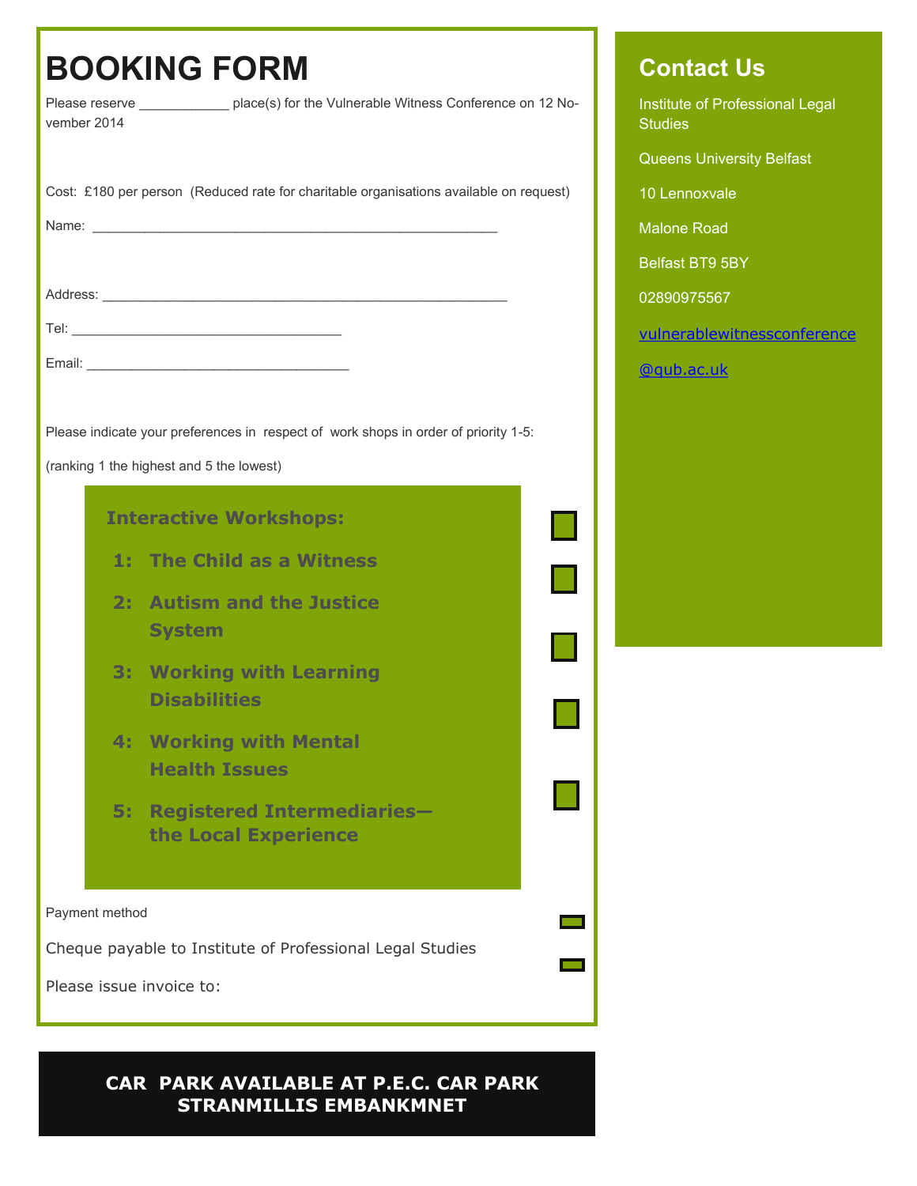# BOOKING FORM

Please reserve ____________ place(s) for the Vulnerable Witness Conference on 12 November 2014

Cost: £180 per person (Reduced rate for charitable organisations available on request)

Name: ________________________________________________________

Address: ________________________________________________________

Tel: ______________________________________

Email: ______________________________________

Please indicate your preferences in respect of work shops in order of priority 1-5:

(ranking 1 the highest and 5 the lowest)

**Interactive Workshops:**

1: **The Child as a Witness** ☐

2: **Autism and the Justice System** ☐

3: **Working with Learning Disabilities** ☐

4: **Working with Mental Health Issues** ☐

5: **Registered Intermediaries—the Local Experience** ☐

Payment method

Cheque payable to Institute of Professional Legal Studies ☐

Please issue invoice to: ☐

**CAR PARK AVAILABLE AT P.E.C. CAR PARK STRANMILLIS EMBANKMNET**

## Contact Us

Institute of Professional Legal Studies

Queens University Belfast

10 Lennoxvale

Malone Road

Belfast BT9 5BY

02890975567

vulnerablewitnessconference@qub.ac.uk